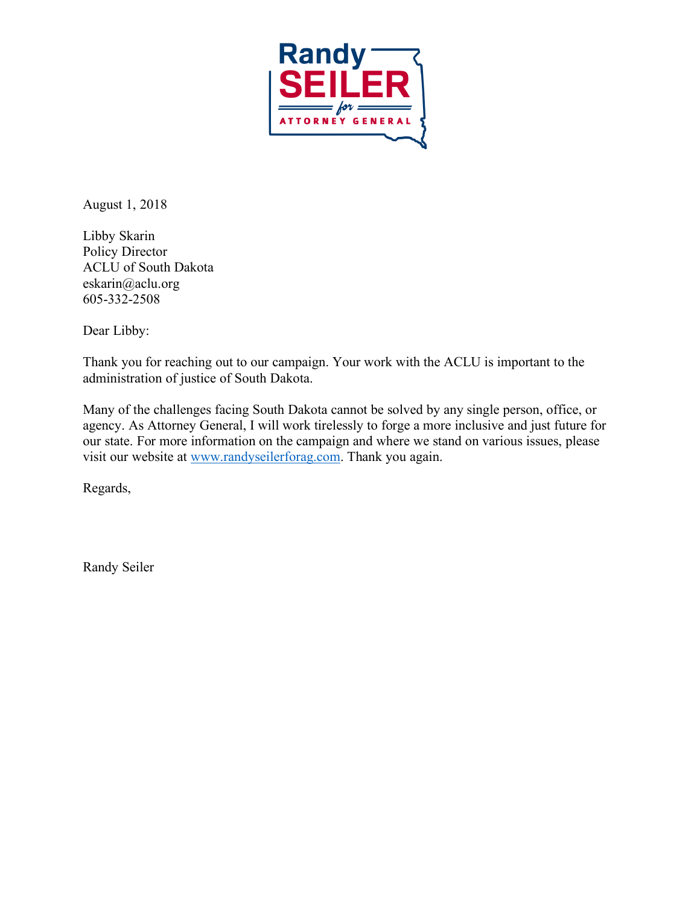**Randy SEILER** *for* **ATTORNEY GENERAL**

August 1, 2018

Libby Skarin
Policy Director
ACLU of South Dakota
eskarin@aclu.org
605-332-2508

Dear Libby:

Thank you for reaching out to our campaign. Your work with the ACLU is important to the administration of justice of South Dakota.

Many of the challenges facing South Dakota cannot be solved by any single person, office, or agency. As Attorney General, I will work tirelessly to forge a more inclusive and just future for our state. For more information on the campaign and where we stand on various issues, please visit our website at [www.randyseilerforag.com](http://www.randyseilerforag.com). Thank you again.

Regards,

Randy Seiler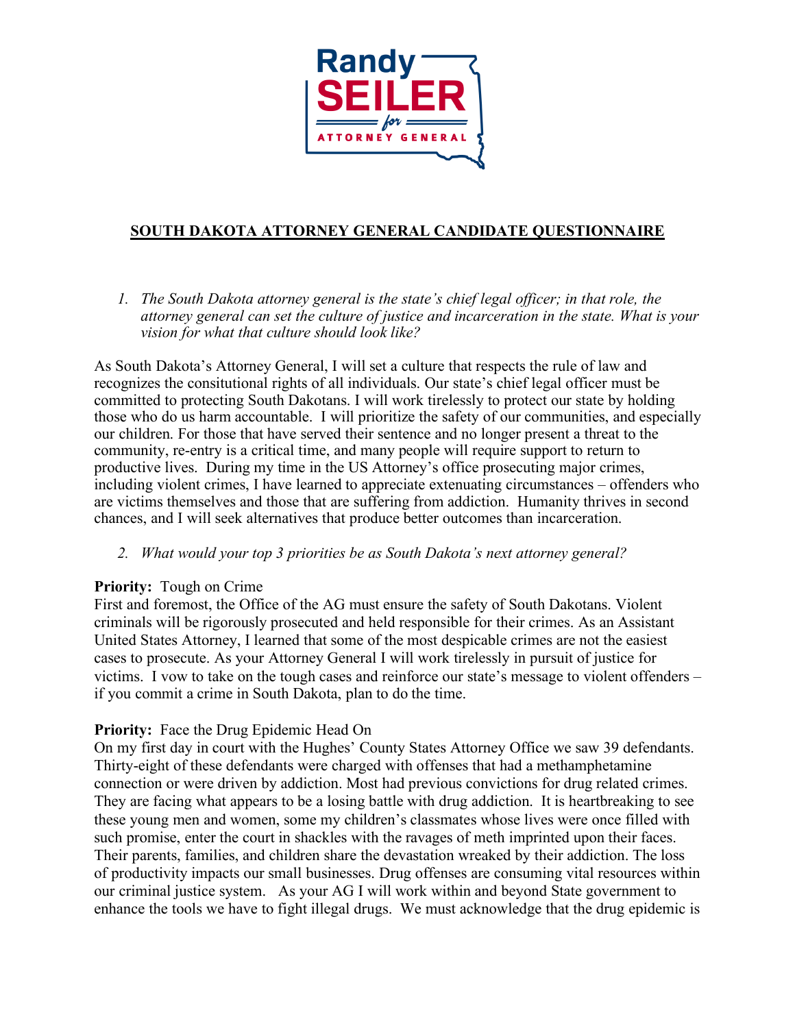## SOUTH DAKOTA ATTORNEY GENERAL CANDIDATE QUESTIONNAIRE

1. *The South Dakota attorney general is the state's chief legal officer; in that role, the attorney general can set the culture of justice and incarceration in the state. What is your vision for what that culture should look like?*

As South Dakota's Attorney General, I will set a culture that respects the rule of law and recognizes the consitutional rights of all individuals. Our state's chief legal officer must be committed to protecting South Dakotans. I will work tirelessly to protect our state by holding those who do us harm accountable. I will prioritize the safety of our communities, and especially our children. For those that have served their sentence and no longer present a threat to the community, re-entry is a critical time, and many people will require support to return to productive lives. During my time in the US Attorney's office prosecuting major crimes, including violent crimes, I have learned to appreciate extenuating circumstances – offenders who are victims themselves and those that are suffering from addiction. Humanity thrives in second chances, and I will seek alternatives that produce better outcomes than incarceration.

2. *What would your top 3 priorities be as South Dakota's next attorney general?*

**Priority:** Tough on Crime
First and foremost, the Office of the AG must ensure the safety of South Dakotans. Violent criminals will be rigorously prosecuted and held responsible for their crimes. As an Assistant United States Attorney, I learned that some of the most despicable crimes are not the easiest cases to prosecute. As your Attorney General I will work tirelessly in pursuit of justice for victims. I vow to take on the tough cases and reinforce our state's message to violent offenders – if you commit a crime in South Dakota, plan to do the time.

**Priority:** Face the Drug Epidemic Head On
On my first day in court with the Hughes' County States Attorney Office we saw 39 defendants. Thirty-eight of these defendants were charged with offenses that had a methamphetamine connection or were driven by addiction. Most had previous convictions for drug related crimes. They are facing what appears to be a losing battle with drug addiction. It is heartbreaking to see these young men and women, some my children's classmates whose lives were once filled with such promise, enter the court in shackles with the ravages of meth imprinted upon their faces. Their parents, families, and children share the devastation wreaked by their addiction. The loss of productivity impacts our small businesses. Drug offenses are consuming vital resources within our criminal justice system. As your AG I will work within and beyond State government to enhance the tools we have to fight illegal drugs. We must acknowledge that the drug epidemic is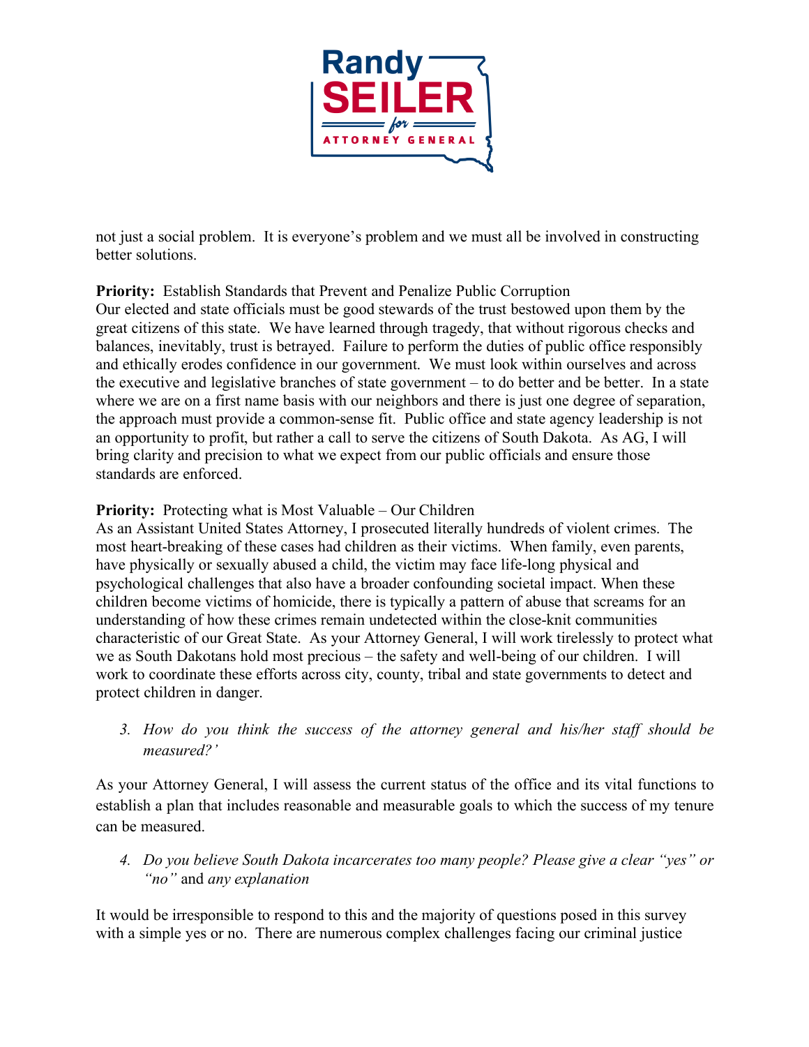not just a social problem. It is everyone's problem and we must all be involved in constructing better solutions.

**Priority:** Establish Standards that Prevent and Penalize Public Corruption
Our elected and state officials must be good stewards of the trust bestowed upon them by the great citizens of this state. We have learned through tragedy, that without rigorous checks and balances, inevitably, trust is betrayed. Failure to perform the duties of public office responsibly and ethically erodes confidence in our government. We must look within ourselves and across the executive and legislative branches of state government – to do better and be better. In a state where we are on a first name basis with our neighbors and there is just one degree of separation, the approach must provide a common-sense fit. Public office and state agency leadership is not an opportunity to profit, but rather a call to serve the citizens of South Dakota. As AG, I will bring clarity and precision to what we expect from our public officials and ensure those standards are enforced.

**Priority:** Protecting what is Most Valuable – Our Children
As an Assistant United States Attorney, I prosecuted literally hundreds of violent crimes. The most heart-breaking of these cases had children as their victims. When family, even parents, have physically or sexually abused a child, the victim may face life-long physical and psychological challenges that also have a broader confounding societal impact. When these children become victims of homicide, there is typically a pattern of abuse that screams for an understanding of how these crimes remain undetected within the close-knit communities characteristic of our Great State. As your Attorney General, I will work tirelessly to protect what we as South Dakotans hold most precious – the safety and well-being of our children. I will work to coordinate these efforts across city, county, tribal and state governments to detect and protect children in danger.

3. *How do you think the success of the attorney general and his/her staff should be measured?'*

As your Attorney General, I will assess the current status of the office and its vital functions to establish a plan that includes reasonable and measurable goals to which the success of my tenure can be measured.

4. *Do you believe South Dakota incarcerates too many people? Please give a clear "yes" or "no"* and *any explanation*

It would be irresponsible to respond to this and the majority of questions posed in this survey with a simple yes or no. There are numerous complex challenges facing our criminal justice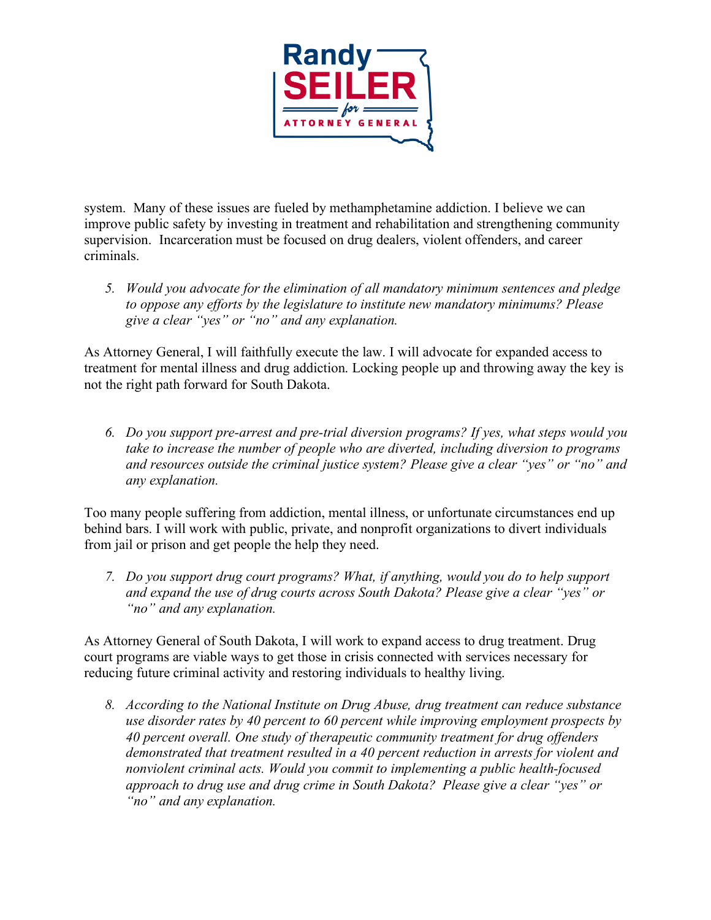system. Many of these issues are fueled by methamphetamine addiction. I believe we can improve public safety by investing in treatment and rehabilitation and strengthening community supervision. Incarceration must be focused on drug dealers, violent offenders, and career criminals.

5. *Would you advocate for the elimination of all mandatory minimum sentences and pledge to oppose any efforts by the legislature to institute new mandatory minimums? Please give a clear "yes" or "no" and any explanation.*

As Attorney General, I will faithfully execute the law. I will advocate for expanded access to treatment for mental illness and drug addiction. Locking people up and throwing away the key is not the right path forward for South Dakota.

6. *Do you support pre-arrest and pre-trial diversion programs? If yes, what steps would you take to increase the number of people who are diverted, including diversion to programs and resources outside the criminal justice system? Please give a clear "yes" or "no" and any explanation.*

Too many people suffering from addiction, mental illness, or unfortunate circumstances end up behind bars. I will work with public, private, and nonprofit organizations to divert individuals from jail or prison and get people the help they need.

7. *Do you support drug court programs? What, if anything, would you do to help support and expand the use of drug courts across South Dakota? Please give a clear "yes" or "no" and any explanation.*

As Attorney General of South Dakota, I will work to expand access to drug treatment. Drug court programs are viable ways to get those in crisis connected with services necessary for reducing future criminal activity and restoring individuals to healthy living.

8. *According to the National Institute on Drug Abuse, drug treatment can reduce substance use disorder rates by 40 percent to 60 percent while improving employment prospects by 40 percent overall. One study of therapeutic community treatment for drug offenders demonstrated that treatment resulted in a 40 percent reduction in arrests for violent and nonviolent criminal acts. Would you commit to implementing a public health-focused approach to drug use and drug crime in South Dakota? Please give a clear "yes" or "no" and any explanation.*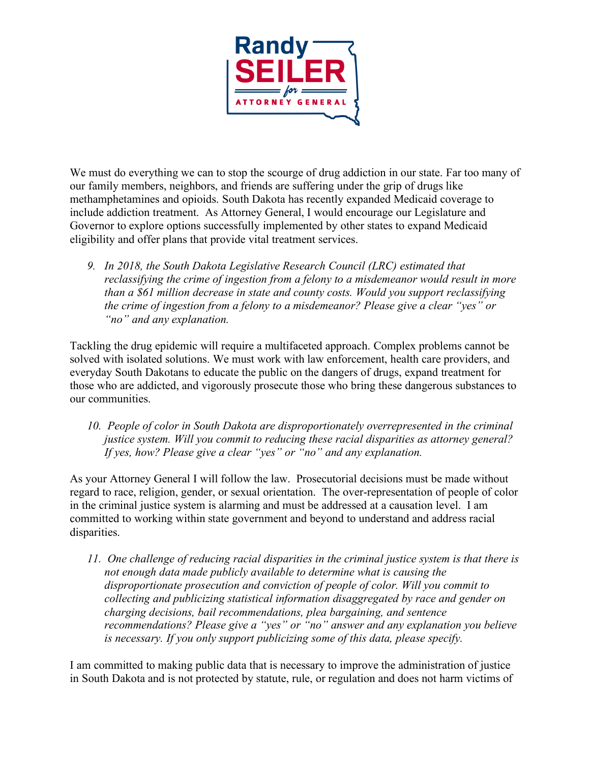We must do everything we can to stop the scourge of drug addiction in our state. Far too many of our family members, neighbors, and friends are suffering under the grip of drugs like methamphetamines and opioids. South Dakota has recently expanded Medicaid coverage to include addiction treatment. As Attorney General, I would encourage our Legislature and Governor to explore options successfully implemented by other states to expand Medicaid eligibility and offer plans that provide vital treatment services.

9. *In 2018, the South Dakota Legislative Research Council (LRC) estimated that reclassifying the crime of ingestion from a felony to a misdemeanor would result in more than a $61 million decrease in state and county costs. Would you support reclassifying the crime of ingestion from a felony to a misdemeanor? Please give a clear "yes" or "no" and any explanation.*

Tackling the drug epidemic will require a multifaceted approach. Complex problems cannot be solved with isolated solutions. We must work with law enforcement, health care providers, and everyday South Dakotans to educate the public on the dangers of drugs, expand treatment for those who are addicted, and vigorously prosecute those who bring these dangerous substances to our communities.

10. *People of color in South Dakota are disproportionately overrepresented in the criminal justice system. Will you commit to reducing these racial disparities as attorney general? If yes, how? Please give a clear "yes" or "no" and any explanation.*

As your Attorney General I will follow the law. Prosecutorial decisions must be made without regard to race, religion, gender, or sexual orientation. The over-representation of people of color in the criminal justice system is alarming and must be addressed at a causation level. I am committed to working within state government and beyond to understand and address racial disparities.

11. *One challenge of reducing racial disparities in the criminal justice system is that there is not enough data made publicly available to determine what is causing the disproportionate prosecution and conviction of people of color. Will you commit to collecting and publicizing statistical information disaggregated by race and gender on charging decisions, bail recommendations, plea bargaining, and sentence recommendations? Please give a "yes" or "no" answer and any explanation you believe is necessary. If you only support publicizing some of this data, please specify.*

I am committed to making public data that is necessary to improve the administration of justice in South Dakota and is not protected by statute, rule, or regulation and does not harm victims of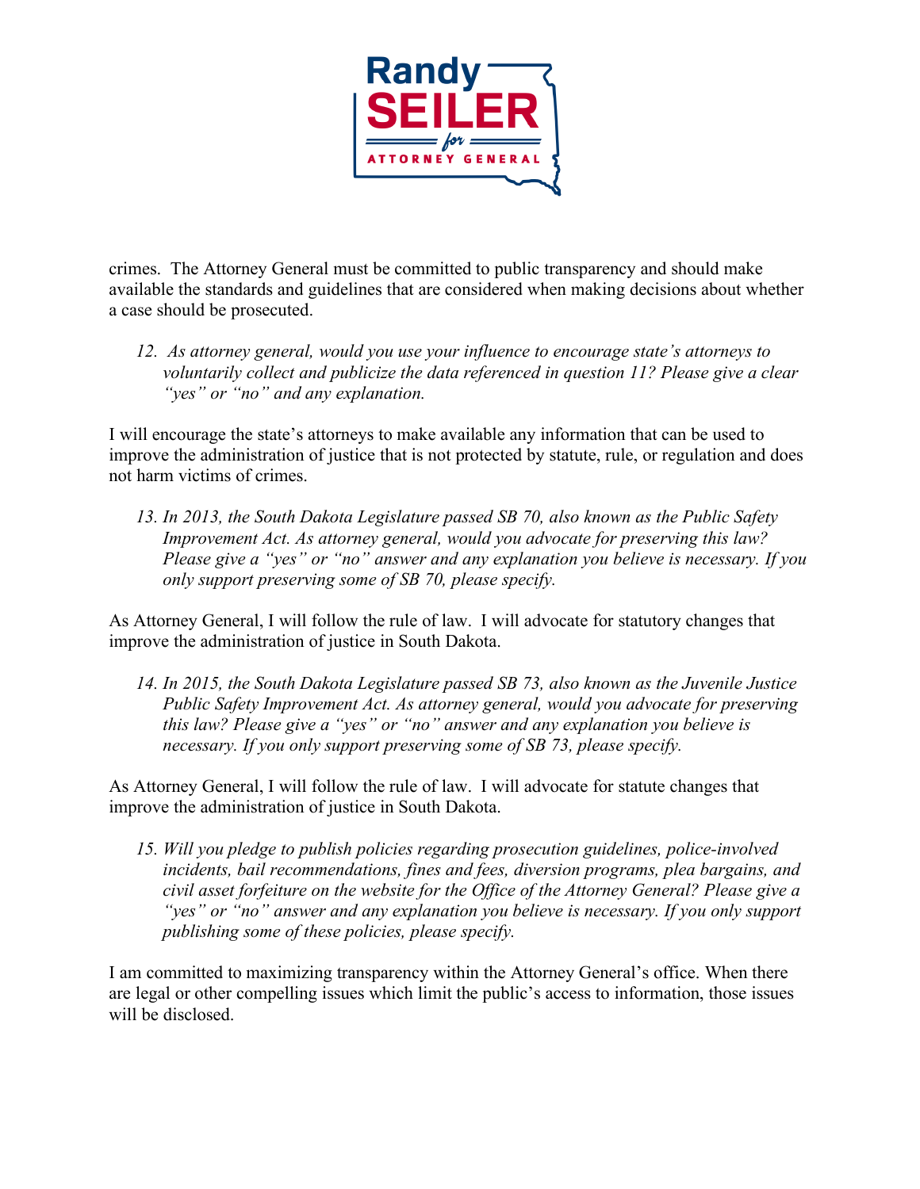crimes. The Attorney General must be committed to public transparency and should make available the standards and guidelines that are considered when making decisions about whether a case should be prosecuted.

12. *As attorney general, would you use your influence to encourage state's attorneys to voluntarily collect and publicize the data referenced in question 11? Please give a clear "yes" or "no" and any explanation.*

I will encourage the state's attorneys to make available any information that can be used to improve the administration of justice that is not protected by statute, rule, or regulation and does not harm victims of crimes.

13. *In 2013, the South Dakota Legislature passed SB 70, also known as the Public Safety Improvement Act. As attorney general, would you advocate for preserving this law? Please give a "yes" or "no" answer and any explanation you believe is necessary. If you only support preserving some of SB 70, please specify.*

As Attorney General, I will follow the rule of law. I will advocate for statutory changes that improve the administration of justice in South Dakota.

14. *In 2015, the South Dakota Legislature passed SB 73, also known as the Juvenile Justice Public Safety Improvement Act. As attorney general, would you advocate for preserving this law? Please give a "yes" or "no" answer and any explanation you believe is necessary. If you only support preserving some of SB 73, please specify.*

As Attorney General, I will follow the rule of law. I will advocate for statute changes that improve the administration of justice in South Dakota.

15. *Will you pledge to publish policies regarding prosecution guidelines, police-involved incidents, bail recommendations, fines and fees, diversion programs, plea bargains, and civil asset forfeiture on the website for the Office of the Attorney General? Please give a "yes" or "no" answer and any explanation you believe is necessary. If you only support publishing some of these policies, please specify.*

I am committed to maximizing transparency within the Attorney General's office. When there are legal or other compelling issues which limit the public's access to information, those issues will be disclosed.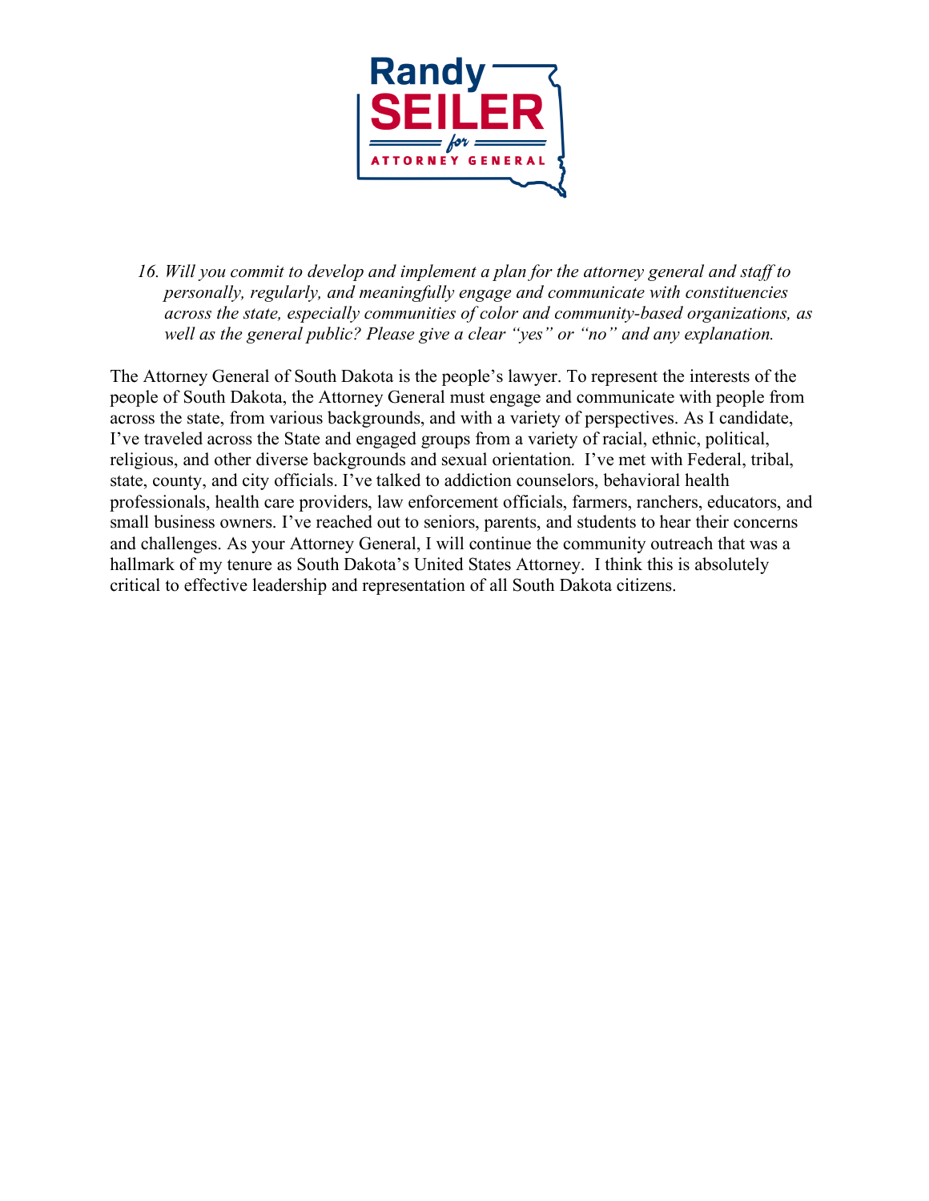*16. Will you commit to develop and implement a plan for the attorney general and staff to personally, regularly, and meaningfully engage and communicate with constituencies across the state, especially communities of color and community-based organizations, as well as the general public? Please give a clear "yes" or "no" and any explanation.*

The Attorney General of South Dakota is the people's lawyer. To represent the interests of the people of South Dakota, the Attorney General must engage and communicate with people from across the state, from various backgrounds, and with a variety of perspectives. As I candidate, I've traveled across the State and engaged groups from a variety of racial, ethnic, political, religious, and other diverse backgrounds and sexual orientation. I've met with Federal, tribal, state, county, and city officials. I've talked to addiction counselors, behavioral health professionals, health care providers, law enforcement officials, farmers, ranchers, educators, and small business owners. I've reached out to seniors, parents, and students to hear their concerns and challenges. As your Attorney General, I will continue the community outreach that was a hallmark of my tenure as South Dakota's United States Attorney. I think this is absolutely critical to effective leadership and representation of all South Dakota citizens.